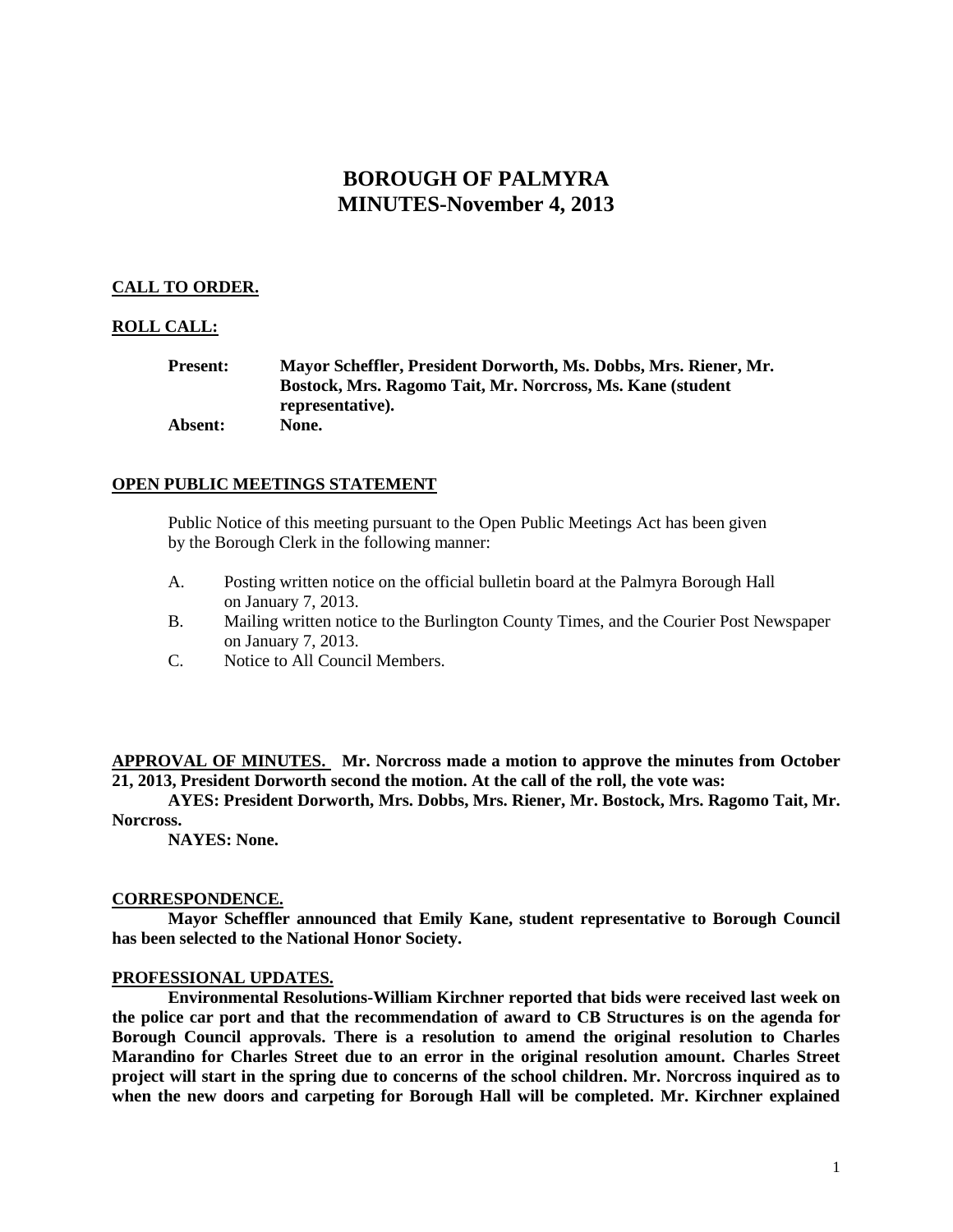# BOROUGH OF PALMYRA
# MINUTES-November 4, 2013

**CALL TO ORDER.**

**ROLL CALL:**

**Present:** **Mayor Scheffler, President Dorworth, Ms. Dobbs, Mrs. Riener, Mr. Bostock, Mrs. Ragomo Tait, Mr. Norcross, Ms. Kane (student representative).**
**Absent:** **None.**

**OPEN PUBLIC MEETINGS STATEMENT**

Public Notice of this meeting pursuant to the Open Public Meetings Act has been given by the Borough Clerk in the following manner:

A. Posting written notice on the official bulletin board at the Palmyra Borough Hall on January 7, 2013.
B. Mailing written notice to the Burlington County Times, and the Courier Post Newspaper on January 7, 2013.
C. Notice to All Council Members.

**APPROVAL OF MINUTES.** **Mr. Norcross made a motion to approve the minutes from October 21, 2013, President Dorworth second the motion. At the call of the roll, the vote was:**

**AYES: President Dorworth, Mrs. Dobbs, Mrs. Riener, Mr. Bostock, Mrs. Ragomo Tait, Mr. Norcross.**

**NAYES: None.**

**CORRESPONDENCE.**

**Mayor Scheffler announced that Emily Kane, student representative to Borough Council has been selected to the National Honor Society.**

**PROFESSIONAL UPDATES.**

**Environmental Resolutions-William Kirchner reported that bids were received last week on the police car port and that the recommendation of award to CB Structures is on the agenda for Borough Council approvals. There is a resolution to amend the original resolution to Charles Marandino for Charles Street due to an error in the original resolution amount. Charles Street project will start in the spring due to concerns of the school children. Mr. Norcross inquired as to when the new doors and carpeting for Borough Hall will be completed. Mr. Kirchner explained**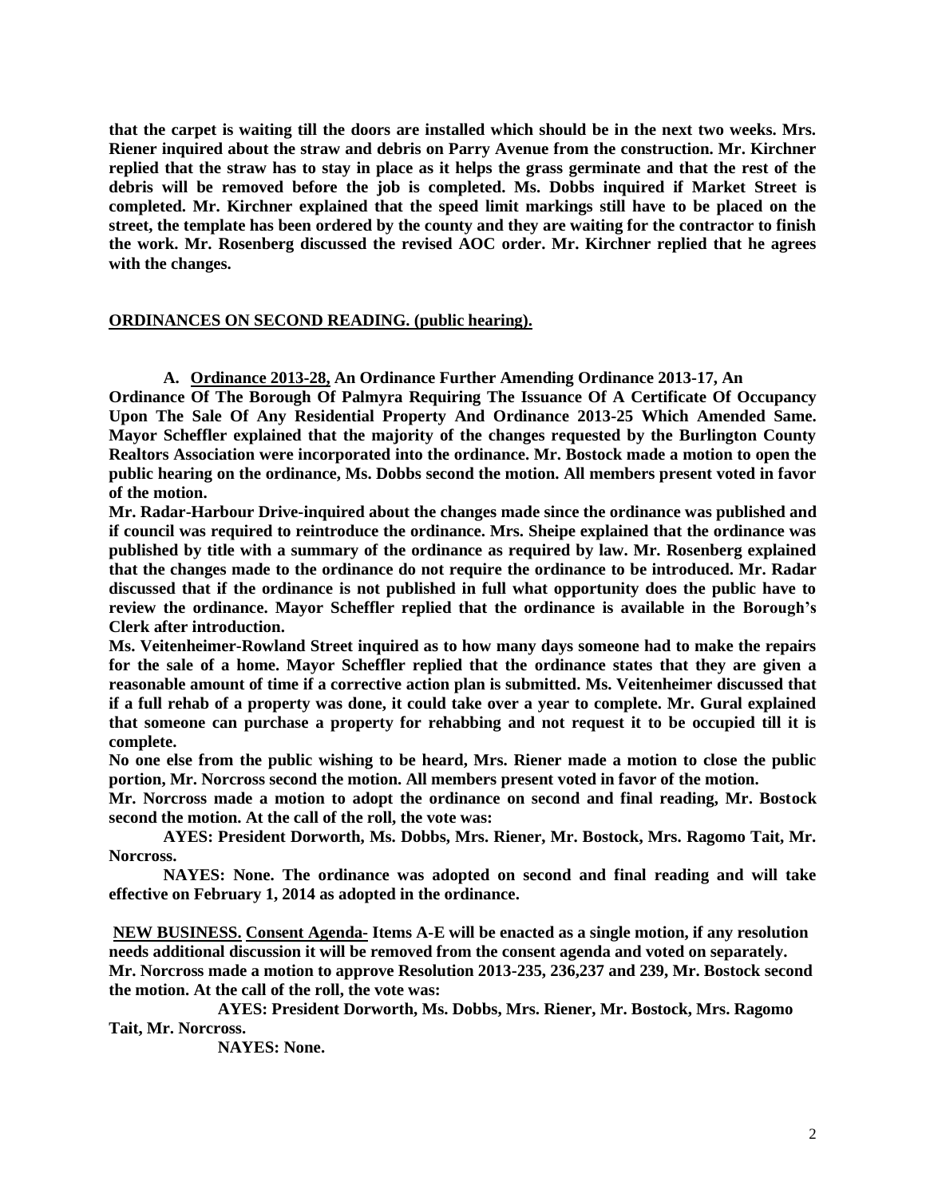**that the carpet is waiting till the doors are installed which should be in the next two weeks. Mrs. Riener inquired about the straw and debris on Parry Avenue from the construction. Mr. Kirchner replied that the straw has to stay in place as it helps the grass germinate and that the rest of the debris will be removed before the job is completed. Ms. Dobbs inquired if Market Street is completed. Mr. Kirchner explained that the speed limit markings still have to be placed on the street, the template has been ordered by the county and they are waiting for the contractor to finish the work. Mr. Rosenberg discussed the revised AOC order. Mr. Kirchner replied that he agrees with the changes.**

**ORDINANCES ON SECOND READING. (public hearing).**

**A. Ordinance 2013-28, An Ordinance Further Amending Ordinance 2013-17, An Ordinance Of The Borough Of Palmyra Requiring The Issuance Of A Certificate Of Occupancy Upon The Sale Of Any Residential Property And Ordinance 2013-25 Which Amended Same. Mayor Scheffler explained that the majority of the changes requested by the Burlington County Realtors Association were incorporated into the ordinance. Mr. Bostock made a motion to open the public hearing on the ordinance, Ms. Dobbs second the motion. All members present voted in favor of the motion.**

**Mr. Radar-Harbour Drive-inquired about the changes made since the ordinance was published and if council was required to reintroduce the ordinance. Mrs. Sheipe explained that the ordinance was published by title with a summary of the ordinance as required by law. Mr. Rosenberg explained that the changes made to the ordinance do not require the ordinance to be introduced. Mr. Radar discussed that if the ordinance is not published in full what opportunity does the public have to review the ordinance. Mayor Scheffler replied that the ordinance is available in the Borough's Clerk after introduction.**

**Ms. Veitenheimer-Rowland Street inquired as to how many days someone had to make the repairs for the sale of a home. Mayor Scheffler replied that the ordinance states that they are given a reasonable amount of time if a corrective action plan is submitted. Ms. Veitenheimer discussed that if a full rehab of a property was done, it could take over a year to complete. Mr. Gural explained that someone can purchase a property for rehabbing and not request it to be occupied till it is complete.**

**No one else from the public wishing to be heard, Mrs. Riener made a motion to close the public portion, Mr. Norcross second the motion. All members present voted in favor of the motion.**

**Mr. Norcross made a motion to adopt the ordinance on second and final reading, Mr. Bostock second the motion. At the call of the roll, the vote was:**

**AYES: President Dorworth, Ms. Dobbs, Mrs. Riener, Mr. Bostock, Mrs. Ragomo Tait, Mr. Norcross.**

**NAYES: None. The ordinance was adopted on second and final reading and will take effective on February 1, 2014 as adopted in the ordinance.**

**NEW BUSINESS. Consent Agenda- Items A-E will be enacted as a single motion, if any resolution needs additional discussion it will be removed from the consent agenda and voted on separately. Mr. Norcross made a motion to approve Resolution 2013-235, 236,237 and 239, Mr. Bostock second the motion. At the call of the roll, the vote was:**

**AYES: President Dorworth, Ms. Dobbs, Mrs. Riener, Mr. Bostock, Mrs. Ragomo Tait, Mr. Norcross.**

**NAYES: None.**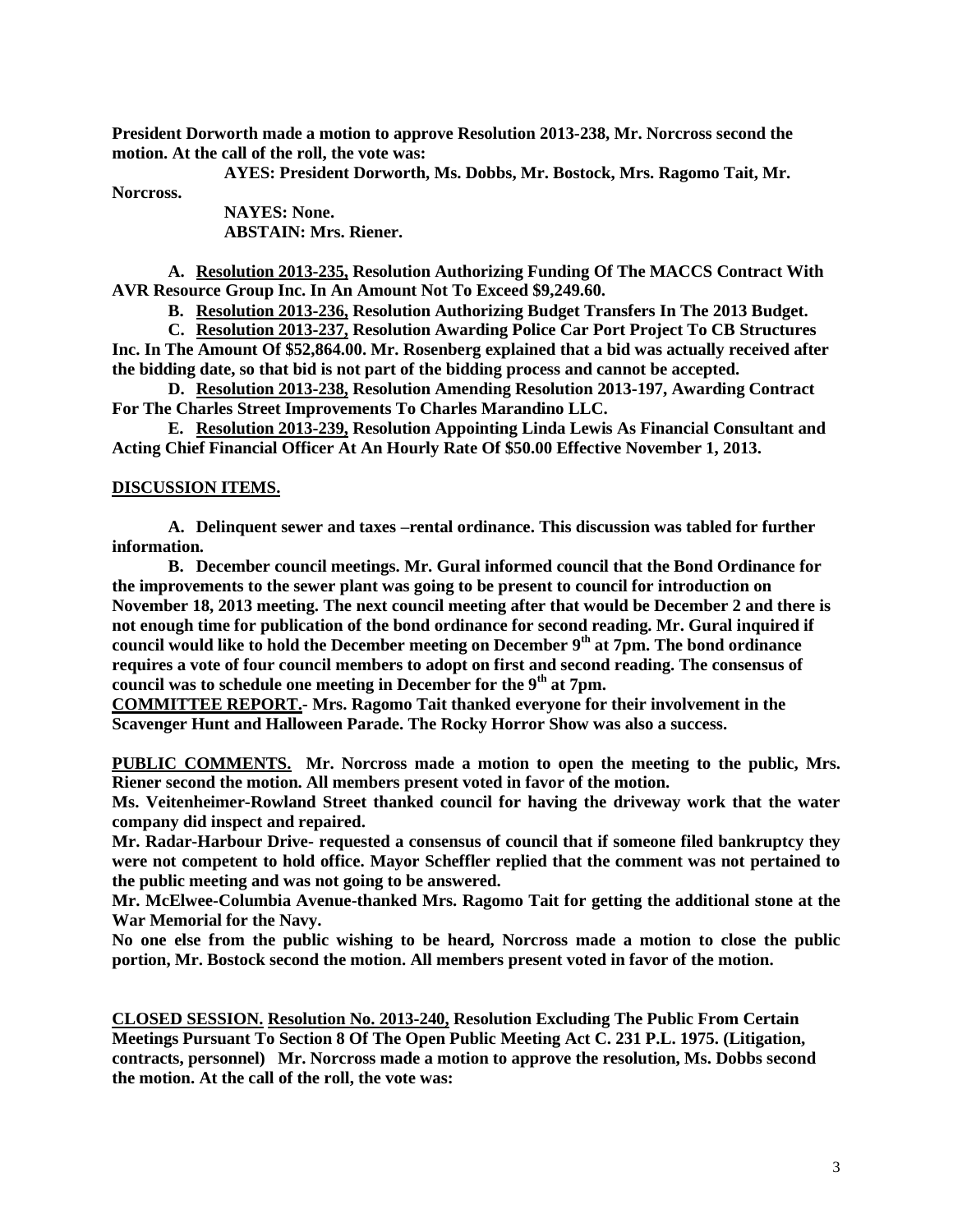**President Dorworth made a motion to approve Resolution 2013-238, Mr. Norcross second the motion. At the call of the roll, the vote was:**

**AYES: President Dorworth, Ms. Dobbs, Mr. Bostock, Mrs. Ragomo Tait, Mr. Norcross.**

**NAYES: None.**

**ABSTAIN: Mrs. Riener.**

**A. Resolution 2013-235, Resolution Authorizing Funding Of The MACCS Contract With AVR Resource Group Inc. In An Amount Not To Exceed $9,249.60.**

**B. Resolution 2013-236, Resolution Authorizing Budget Transfers In The 2013 Budget.**

**C. Resolution 2013-237, Resolution Awarding Police Car Port Project To CB Structures Inc. In The Amount Of $52,864.00. Mr. Rosenberg explained that a bid was actually received after the bidding date, so that bid is not part of the bidding process and cannot be accepted.**

**D. Resolution 2013-238, Resolution Amending Resolution 2013-197, Awarding Contract For The Charles Street Improvements To Charles Marandino LLC.**

**E. Resolution 2013-239, Resolution Appointing Linda Lewis As Financial Consultant and Acting Chief Financial Officer At An Hourly Rate Of $50.00 Effective November 1, 2013.**

**DISCUSSION ITEMS.**

**A. Delinquent sewer and taxes –rental ordinance. This discussion was tabled for further information.**

**B. December council meetings. Mr. Gural informed council that the Bond Ordinance for the improvements to the sewer plant was going to be present to council for introduction on November 18, 2013 meeting. The next council meeting after that would be December 2 and there is not enough time for publication of the bond ordinance for second reading. Mr. Gural inquired if council would like to hold the December meeting on December 9th at 7pm. The bond ordinance requires a vote of four council members to adopt on first and second reading. The consensus of council was to schedule one meeting in December for the 9th at 7pm.**

**COMMITTEE REPORT.- Mrs. Ragomo Tait thanked everyone for their involvement in the Scavenger Hunt and Halloween Parade. The Rocky Horror Show was also a success.**

**PUBLIC COMMENTS. Mr. Norcross made a motion to open the meeting to the public, Mrs. Riener second the motion. All members present voted in favor of the motion.**

**Ms. Veitenheimer-Rowland Street thanked council for having the driveway work that the water company did inspect and repaired.**

**Mr. Radar-Harbour Drive- requested a consensus of council that if someone filed bankruptcy they were not competent to hold office. Mayor Scheffler replied that the comment was not pertained to the public meeting and was not going to be answered.**

**Mr. McElwee-Columbia Avenue-thanked Mrs. Ragomo Tait for getting the additional stone at the War Memorial for the Navy.**

**No one else from the public wishing to be heard, Norcross made a motion to close the public portion, Mr. Bostock second the motion. All members present voted in favor of the motion.**

**CLOSED SESSION. Resolution No. 2013-240, Resolution Excluding The Public From Certain Meetings Pursuant To Section 8 Of The Open Public Meeting Act C. 231 P.L. 1975. (Litigation, contracts, personnel) Mr. Norcross made a motion to approve the resolution, Ms. Dobbs second the motion. At the call of the roll, the vote was:**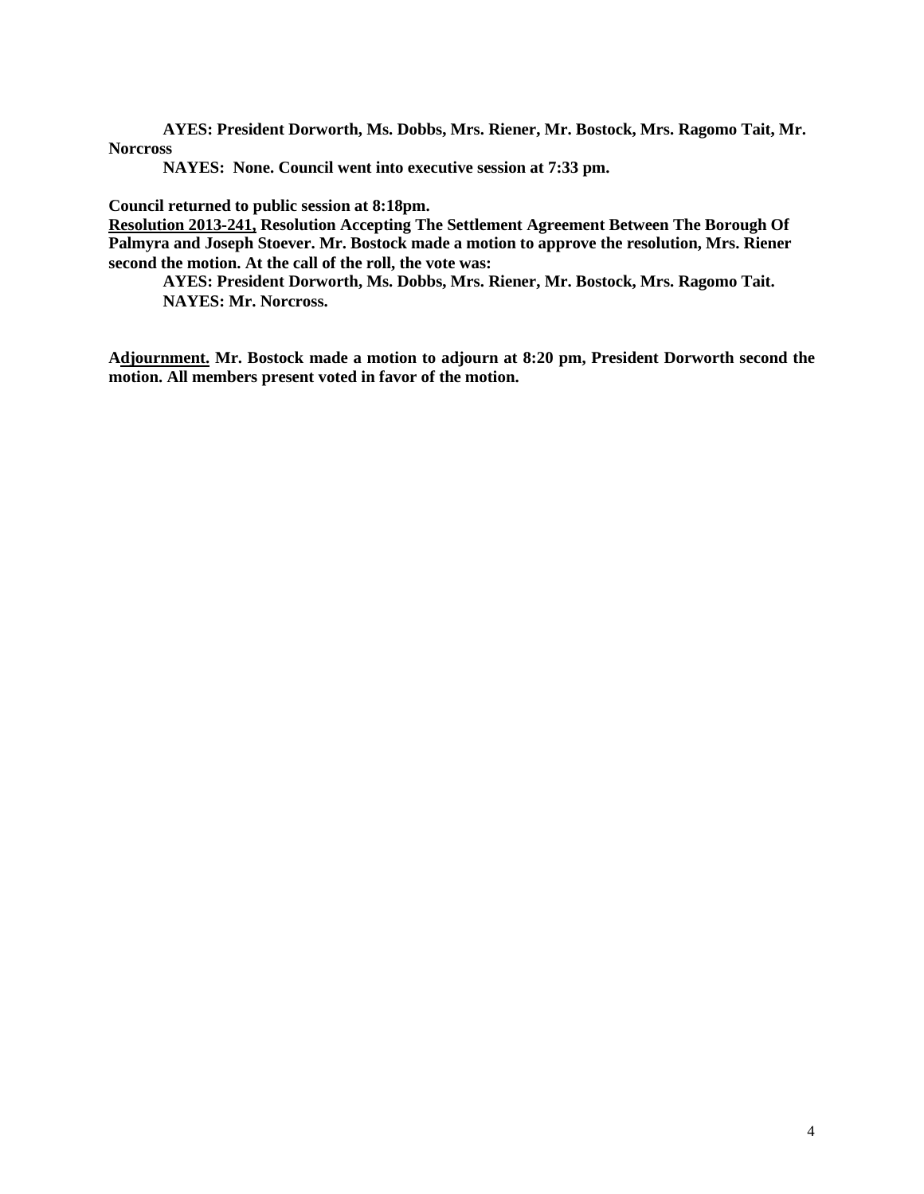**AYES: President Dorworth, Ms. Dobbs, Mrs. Riener, Mr. Bostock, Mrs. Ragomo Tait, Mr. Norcross**

**NAYES: None. Council went into executive session at 7:33 pm.**

**Council returned to public session at 8:18pm.**

**Resolution 2013-241, Resolution Accepting The Settlement Agreement Between The Borough Of Palmyra and Joseph Stoever. Mr. Bostock made a motion to approve the resolution, Mrs. Riener second the motion. At the call of the roll, the vote was:**

**AYES: President Dorworth, Ms. Dobbs, Mrs. Riener, Mr. Bostock, Mrs. Ragomo Tait.**

**NAYES: Mr. Norcross.**

**Adjournment. Mr. Bostock made a motion to adjourn at 8:20 pm, President Dorworth second the motion. All members present voted in favor of the motion.**